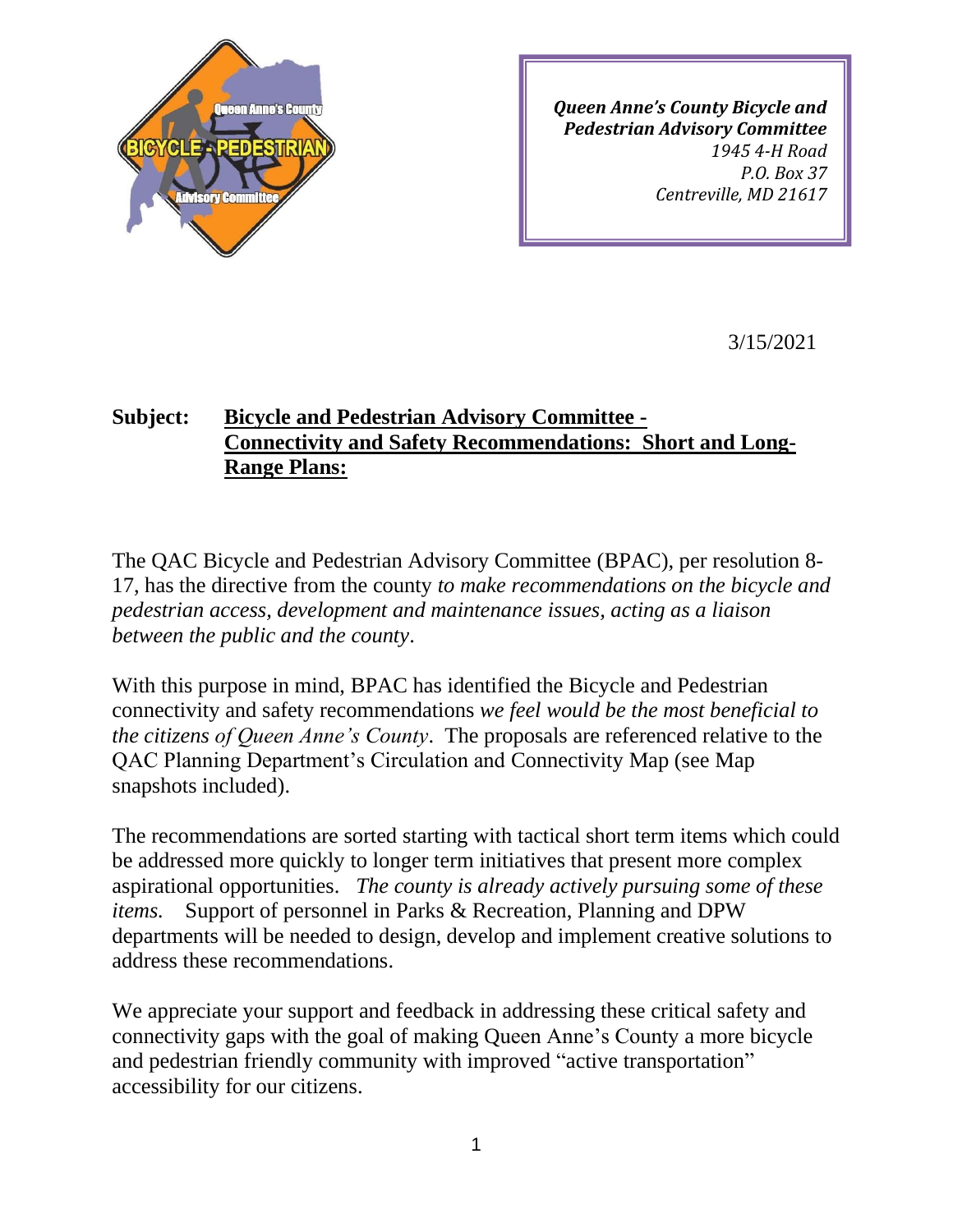*Queen Anne's County Bicycle and Pedestrian Advisory Committee*
*1945 4-H Road*
*P.O. Box 37*
*Centreville, MD 21617*

3/15/2021

**Subject:** **Bicycle and Pedestrian Advisory Committee - Connectivity and Safety Recommendations: Short and Long-Range Plans:**

The QAC Bicycle and Pedestrian Advisory Committee (BPAC), per resolution 8-17, has the directive from the county *to make recommendations on the bicycle and pedestrian access, development and maintenance issues, acting as a liaison between the public and the county*.

With this purpose in mind, BPAC has identified the Bicycle and Pedestrian connectivity and safety recommendations *we feel would be the most beneficial to the citizens of Queen Anne's County*. The proposals are referenced relative to the QAC Planning Department's Circulation and Connectivity Map (see Map snapshots included).

The recommendations are sorted starting with tactical short term items which could be addressed more quickly to longer term initiatives that present more complex aspirational opportunities. *The county is already actively pursuing some of these items.* Support of personnel in Parks & Recreation, Planning and DPW departments will be needed to design, develop and implement creative solutions to address these recommendations.

We appreciate your support and feedback in addressing these critical safety and connectivity gaps with the goal of making Queen Anne's County a more bicycle and pedestrian friendly community with improved "active transportation" accessibility for our citizens.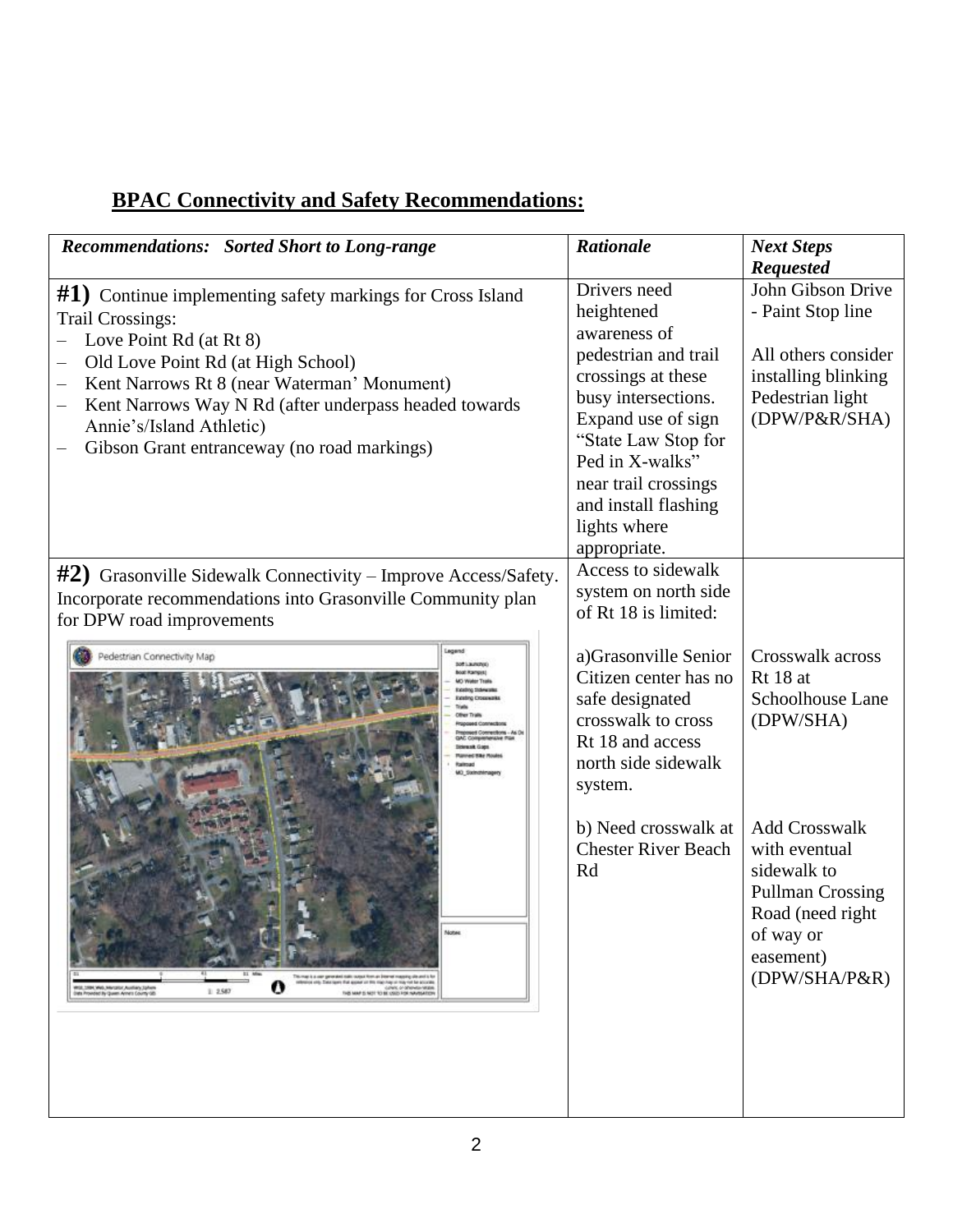## BPAC Connectivity and Safety Recommendations:

| ***Recommendations: Sorted Short to Long-range*** | ***Rationale*** | ***Next Steps Requested*** |
|---|---|---|
| **#1)** Continue implementing safety markings for Cross Island Trail Crossings:<br>– Love Point Rd (at Rt 8)<br>– Old Love Point Rd (at High School)<br>– Kent Narrows Rt 8 (near Waterman' Monument)<br>– Kent Narrows Way N Rd (after underpass headed towards Annie's/Island Athletic)<br>– Gibson Grant entranceway (no road markings) | Drivers need heightened awareness of pedestrian and trail crossings at these busy intersections. Expand use of sign "State Law Stop for Ped in X-walks" near trail crossings and install flashing lights where appropriate. | John Gibson Drive - Paint Stop line<br><br>All others consider installing blinking Pedestrian light (DPW/P&R/SHA) |
| **#2)** Grasonville Sidewalk Connectivity – Improve Access/Safety. Incorporate recommendations into Grasonville Community plan for DPW road improvements | Access to sidewalk system on north side of Rt 18 is limited:<br><br>a)Grasonville Senior Citizen center has no safe designated crosswalk to cross Rt 18 and access north side sidewalk system.<br><br>b) Need crosswalk at Chester River Beach Rd | <br><br>Crosswalk across Rt 18 at Schoolhouse Lane (DPW/SHA)<br><br>Add Crosswalk with eventual sidewalk to Pullman Crossing Road (need right of way or easement) (DPW/SHA/P&R) |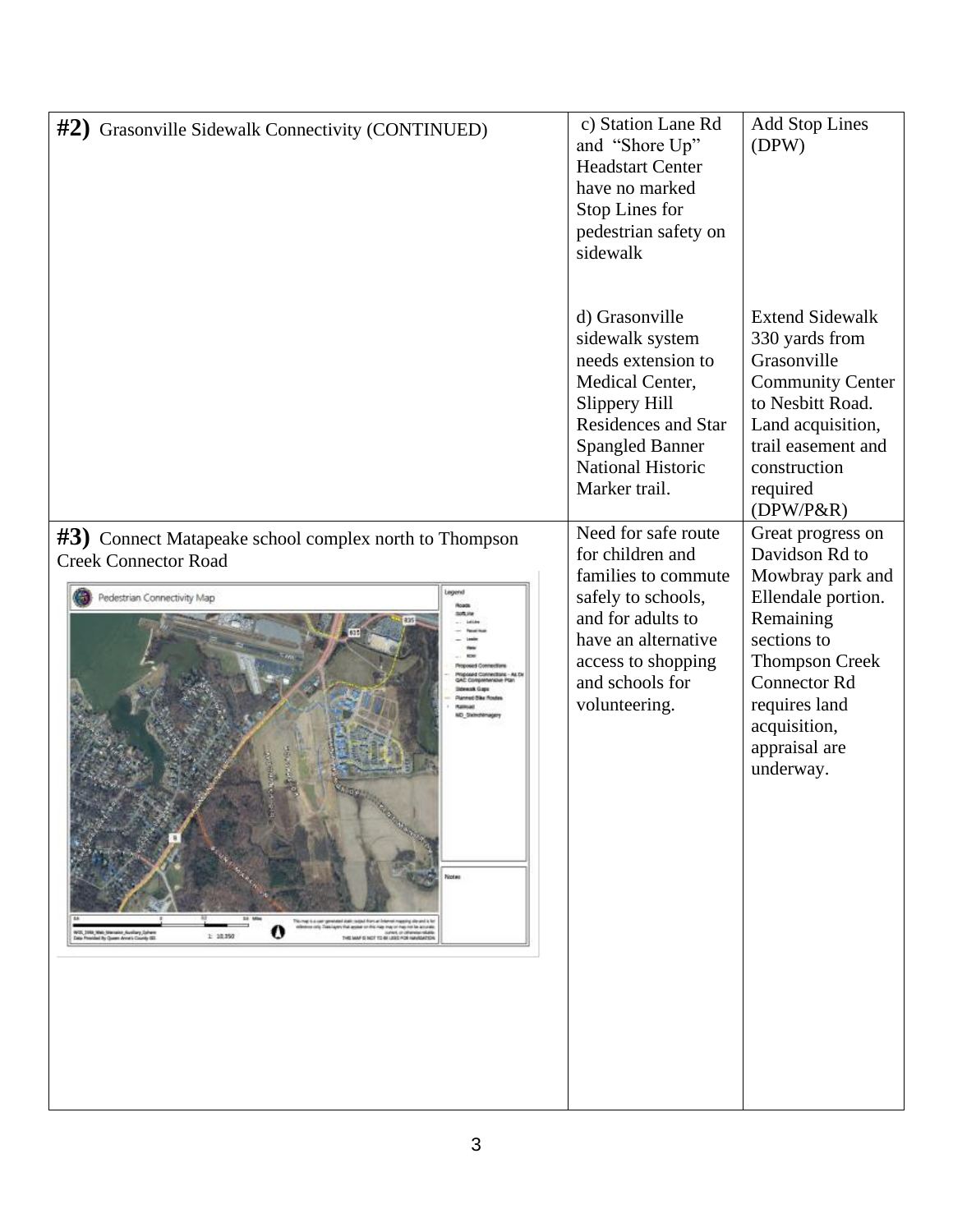| | | |
|---|---|---|
| **#2)** Grasonville Sidewalk Connectivity (CONTINUED) | c) Station Lane Rd and "Shore Up" Headstart Center have no marked Stop Lines for pedestrian safety on sidewalk<br><br>d) Grasonville sidewalk system needs extension to Medical Center, Slippery Hill Residences and Star Spangled Banner National Historic Marker trail. | Add Stop Lines (DPW)<br><br>Extend Sidewalk 330 yards from Grasonville Community Center to Nesbitt Road. Land acquisition, trail easement and construction required (DPW/P&R) |
| **#3)** Connect Matapeake school complex north to Thompson Creek Connector Road | Need for safe route for children and families to commute safely to schools, and for adults to have an alternative access to shopping and schools for volunteering. | Great progress on Davidson Rd to Mowbray park and Ellendale portion. Remaining sections to Thompson Creek Connector Rd requires land acquisition, appraisal are underway. |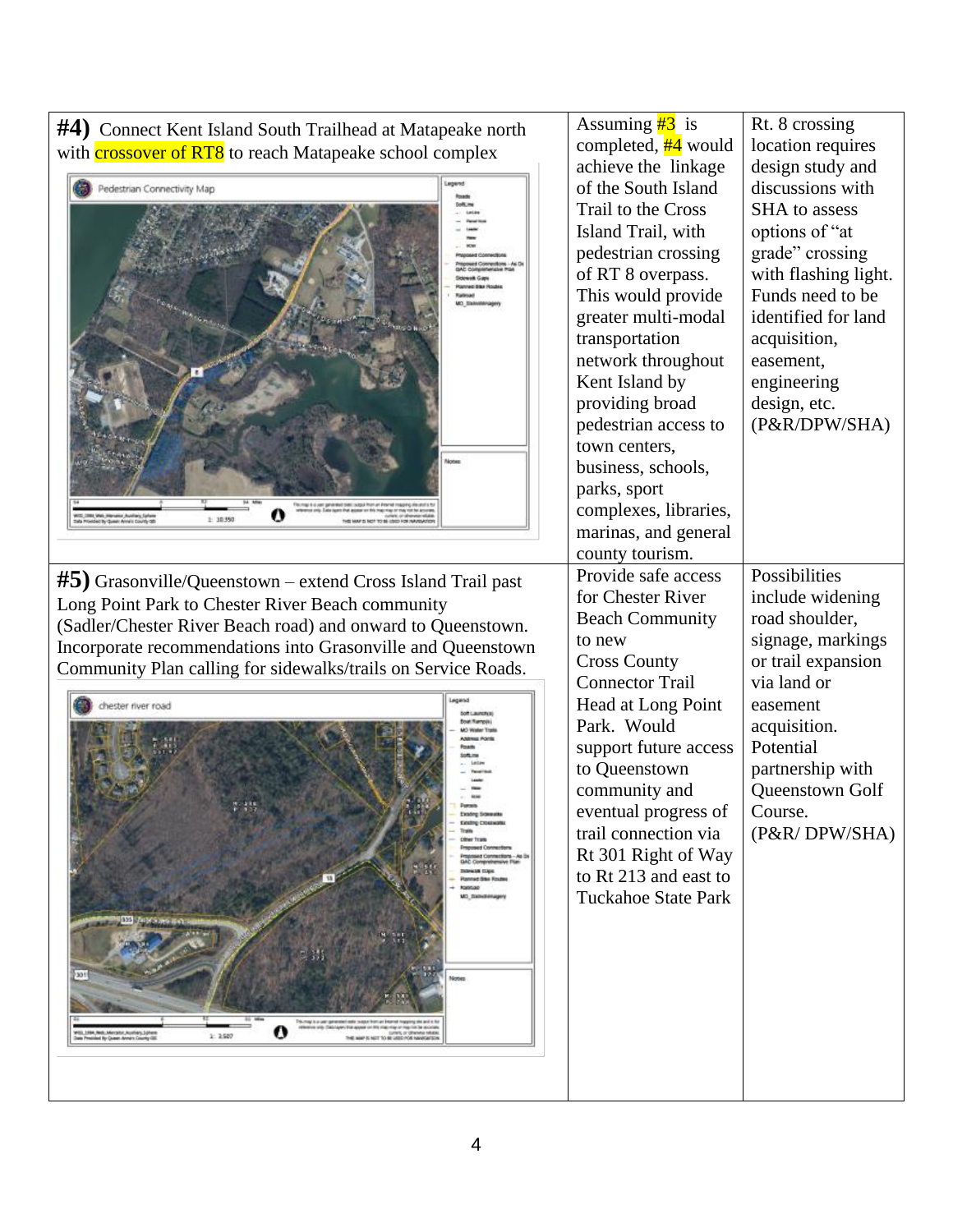| | | |
|---|---|---|
| **#4)** Connect Kent Island South Trailhead at Matapeake north with crossover of RT8 to reach Matapeake school complex | Assuming #3 is completed, #4 would achieve the linkage of the South Island Trail to the Cross Island Trail, with pedestrian crossing of RT 8 overpass. This would provide greater multi-modal transportation network throughout Kent Island by providing broad pedestrian access to town centers, business, schools, parks, sport complexes, libraries, marinas, and general county tourism. | Rt. 8 crossing location requires design study and discussions with SHA to assess options of "at grade" crossing with flashing light. Funds need to be identified for land acquisition, easement, engineering design, etc. (P&R/DPW/SHA) |
| **#5)** Grasonville/Queenstown – extend Cross Island Trail past Long Point Park to Chester River Beach community (Sadler/Chester River Beach road) and onward to Queenstown. Incorporate recommendations into Grasonville and Queenstown Community Plan calling for sidewalks/trails on Service Roads. | Provide safe access for Chester River Beach Community to new Cross County Connector Trail Head at Long Point Park. Would support future access to Queenstown community and eventual progress of trail connection via Rt 301 Right of Way to Rt 213 and east to Tuckahoe State Park | Possibilities include widening road shoulder, signage, markings or trail expansion via land or easement acquisition. Potential partnership with Queenstown Golf Course. (P&R/ DPW/SHA) |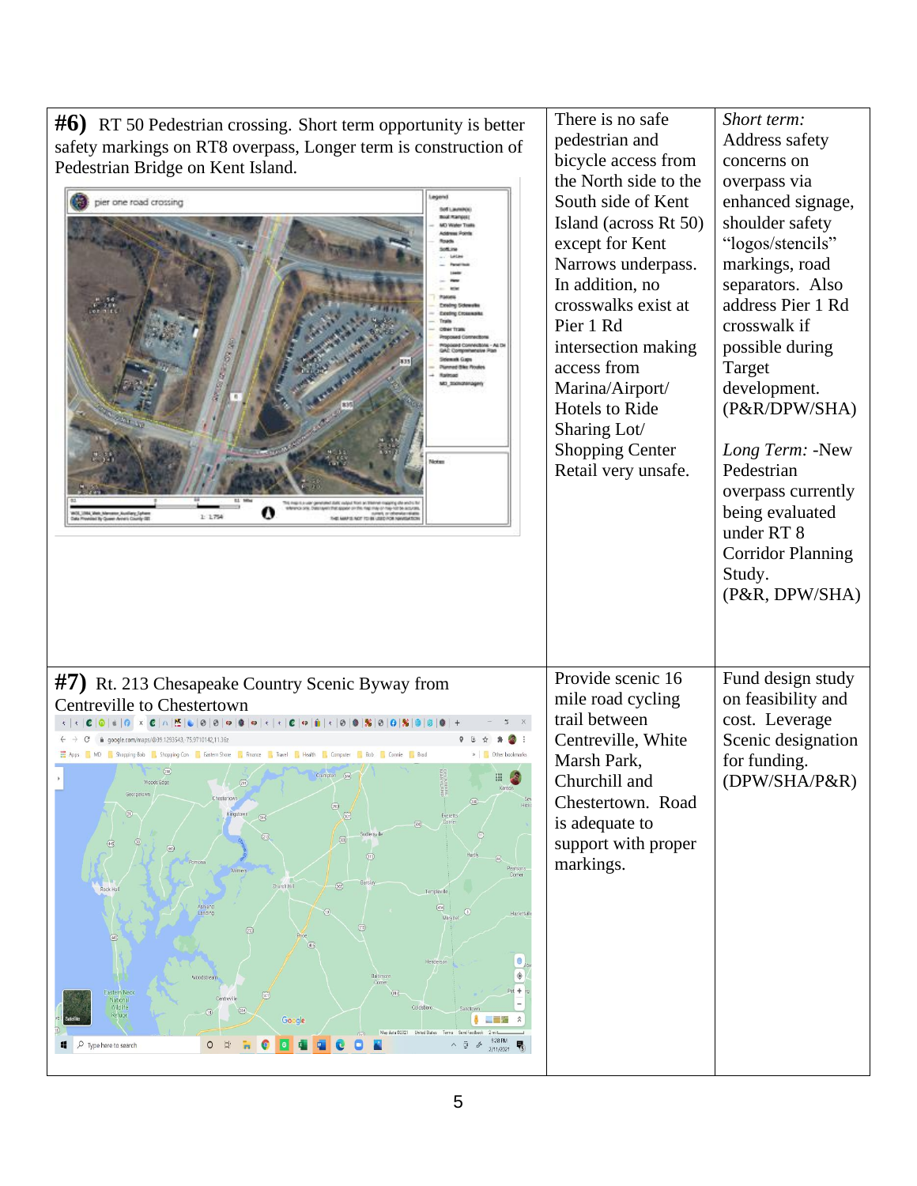| | | |
|---|---|---|
| **#6)** RT 50 Pedestrian crossing. Short term opportunity is better safety markings on RT8 overpass, Longer term is construction of Pedestrian Bridge on Kent Island. | There is no safe pedestrian and bicycle access from the North side to the South side of Kent Island (across Rt 50) except for Kent Narrows underpass. In addition, no crosswalks exist at Pier 1 Rd intersection making access from Marina/Airport/ Hotels to Ride Sharing Lot/ Shopping Center Retail very unsafe. | *Short term:* Address safety concerns on overpass via enhanced signage, shoulder safety "logos/stencils" markings, road separators. Also address Pier 1 Rd crosswalk if possible during Target development. (P&R/DPW/SHA)<br><br>*Long Term:* -New Pedestrian overpass currently being evaluated under RT 8 Corridor Planning Study. (P&R, DPW/SHA) |
| **#7)** Rt. 213 Chesapeake Country Scenic Byway from Centreville to Chestertown | Provide scenic 16 mile road cycling trail between Centreville, White Marsh Park, Churchill and Chestertown. Road is adequate to support with proper markings. | Fund design study on feasibility and cost. Leverage Scenic designation for funding. (DPW/SHA/P&R) |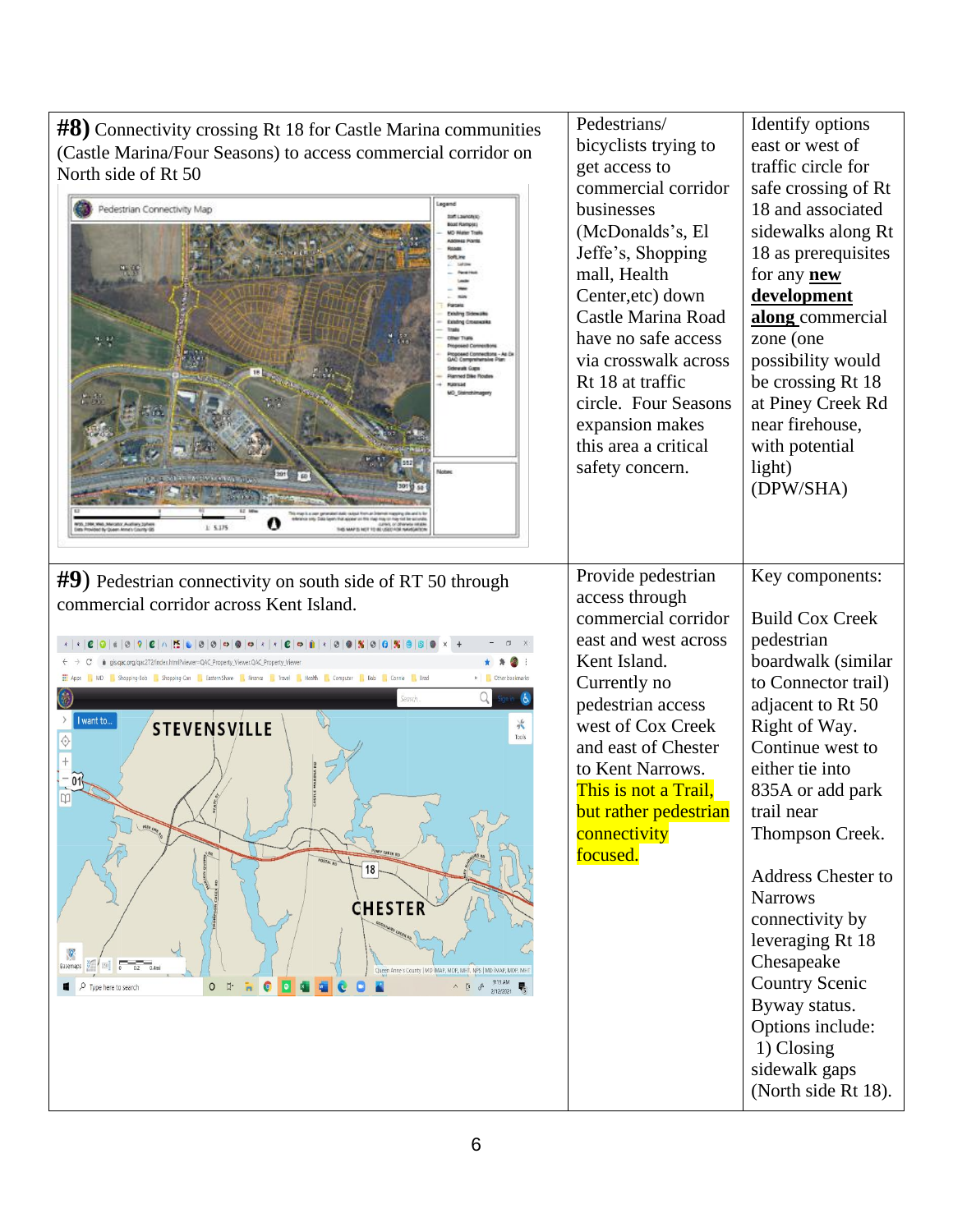| | | |
|---|---|---|
| **#8)** Connectivity crossing Rt 18 for Castle Marina communities (Castle Marina/Four Seasons) to access commercial corridor on North side of Rt 50 | Pedestrians/ bicyclists trying to get access to commercial corridor businesses (McDonalds's, El Jeffe's, Shopping mall, Health Center,etc) down Castle Marina Road have no safe access via crosswalk across Rt 18 at traffic circle. Four Seasons expansion makes this area a critical safety concern. | Identify options east or west of traffic circle for safe crossing of Rt 18 and associated sidewalks along Rt 18 as prerequisites for any **new development along** commercial zone (one possibility would be crossing Rt 18 at Piney Creek Rd near firehouse, with potential light) (DPW/SHA) |
| **#9)** Pedestrian connectivity on south side of RT 50 through commercial corridor across Kent Island. | Provide pedestrian access through commercial corridor east and west across Kent Island. Currently no pedestrian access west of Cox Creek and east of Chester to Kent Narrows. This is not a Trail, but rather pedestrian connectivity focused. | Key components:<br><br>Build Cox Creek pedestrian boardwalk (similar to Connector trail) adjacent to Rt 50 Right of Way. Continue west to either tie into 835A or add park trail near Thompson Creek.<br><br>Address Chester to Narrows connectivity by leveraging Rt 18 Chesapeake Country Scenic Byway status. Options include:<br>1) Closing sidewalk gaps (North side Rt 18). |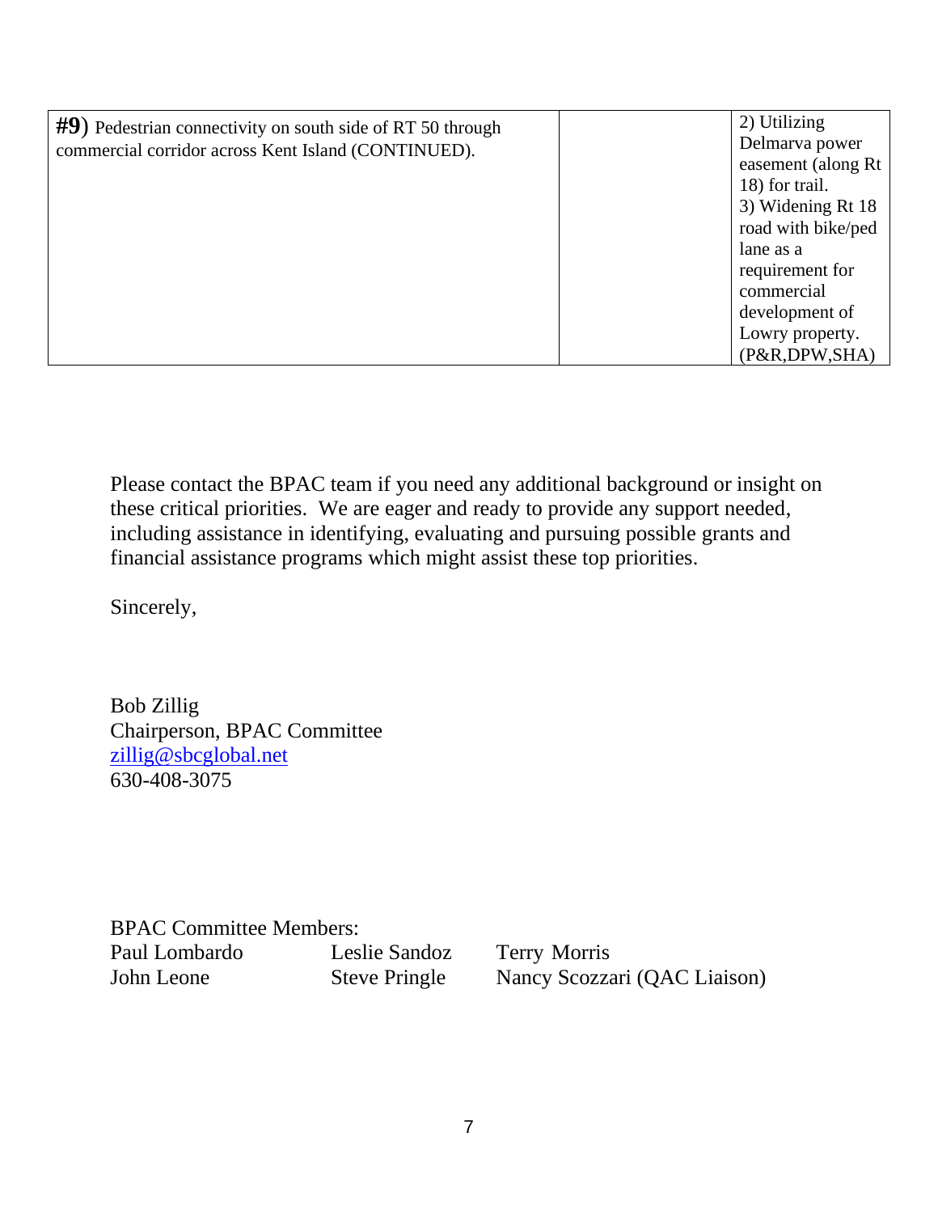| | | |
|---|---|---|
| **#9)** Pedestrian connectivity on south side of RT 50 through commercial corridor across Kent Island (CONTINUED). | | 2) Utilizing Delmarva power easement (along Rt 18) for trail.<br>3) Widening Rt 18 road with bike/ped lane as a requirement for commercial development of Lowry property. (P&R,DPW,SHA) |

Please contact the BPAC team if you need any additional background or insight on these critical priorities. We are eager and ready to provide any support needed, including assistance in identifying, evaluating and pursuing possible grants and financial assistance programs which might assist these top priorities.

Sincerely,

Bob Zillig  
Chairperson, BPAC Committee  
zillig@sbcglobal.net  
630-408-3075

BPAC Committee Members:

| | | |
|---|---|---|
| Paul Lombardo | Leslie Sandoz | Terry Morris |
| John Leone | Steve Pringle | Nancy Scozzari (QAC Liaison) |